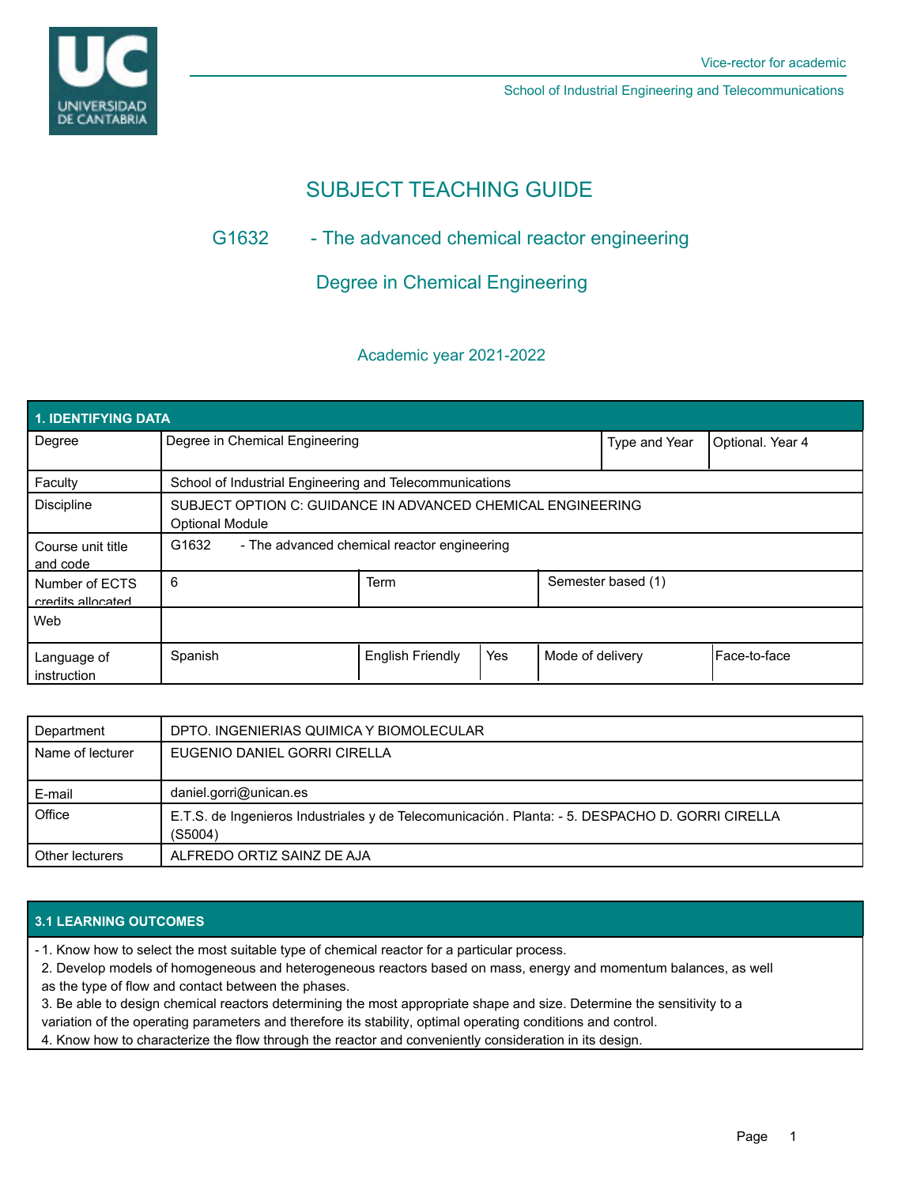Vice-rector for academic

School of Industrial Engineering and Telecommunications

# SUBJECT TEACHING GUIDE

## G1632 - The advanced chemical reactor engineering

## Degree in Chemical Engineering

### Academic year 2021-2022

| 1. IDENTIFYING DATA | | | | | |
|---|---|---|---|---|---|
| Degree | Degree in Chemical Engineering | | | Type and Year | Optional. Year 4 |
| Faculty | School of Industrial Engineering and Telecommunications | | | | |
| Discipline | SUBJECT OPTION C: GUIDANCE IN ADVANCED CHEMICAL ENGINEERING<br>Optional Module | | | | |
| Course unit title and code | G1632 - The advanced chemical reactor engineering | | | | |
| Number of ECTS credits allocated | 6 | Term | | Semester based (1) | |
| Web | | | | | |
| Language of instruction | Spanish | English Friendly | Yes | Mode of delivery | Face-to-face |

| | |
|---|---|
| Department | DPTO. INGENIERIAS QUIMICA Y BIOMOLECULAR |
| Name of lecturer | EUGENIO DANIEL GORRI CIRELLA |
| E-mail | daniel.gorri@unican.es |
| Office | E.T.S. de Ingenieros Industriales y de Telecomunicación. Planta: - 5. DESPACHO D. GORRI CIRELLA (S5004) |
| Other lecturers | ALFREDO ORTIZ SAINZ DE AJA |

## 3.1 LEARNING OUTCOMES

- 1. Know how to select the most suitable type of chemical reactor for a particular process.
  2. Develop models of homogeneous and heterogeneous reactors based on mass, energy and momentum balances, as well as the type of flow and contact between the phases.
  3. Be able to design chemical reactors determining the most appropriate shape and size. Determine the sensitivity to a variation of the operating parameters and therefore its stability, optimal operating conditions and control.
  4. Know how to characterize the flow through the reactor and conveniently consideration in its design.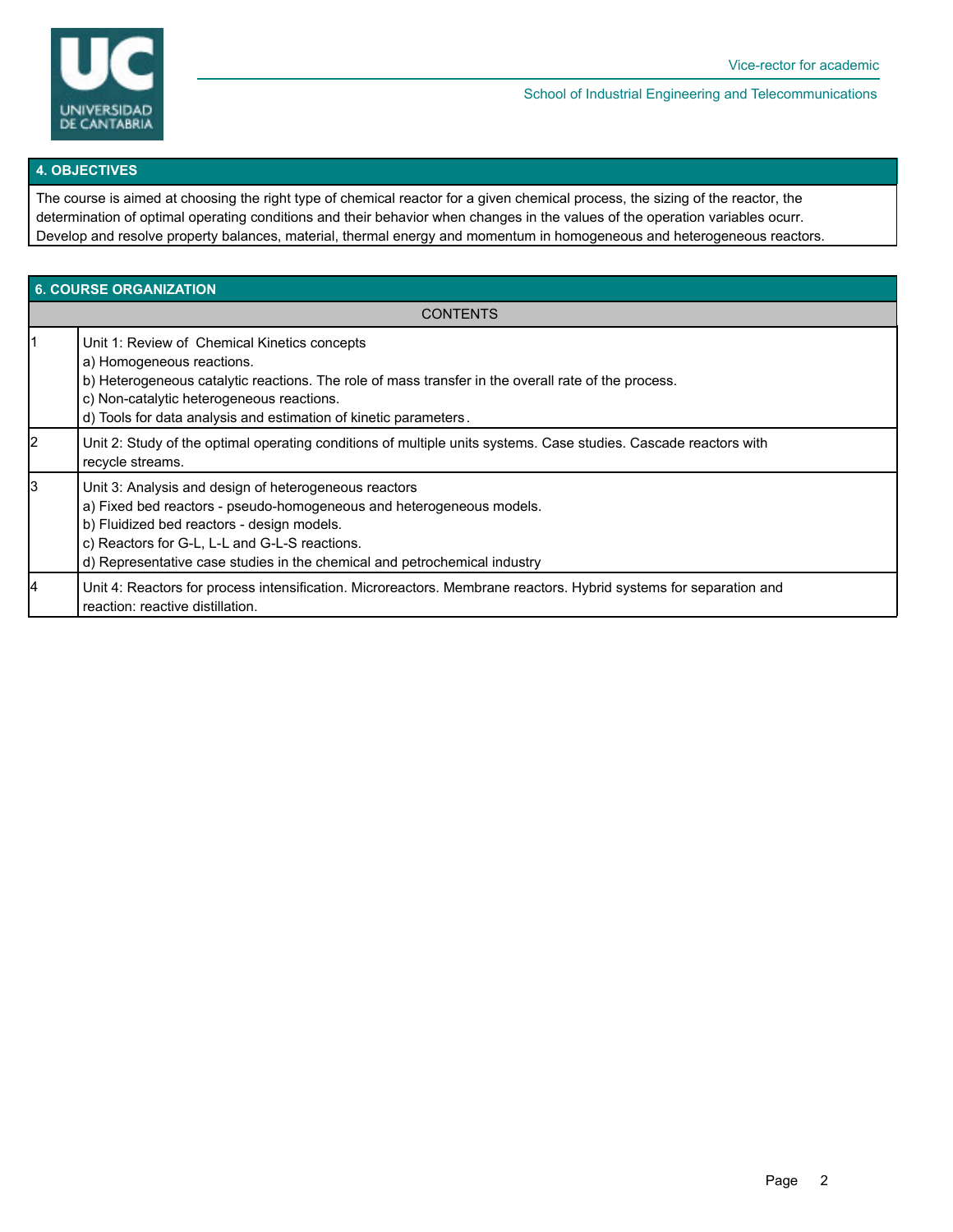## 4. OBJECTIVES

The course is aimed at choosing the right type of chemical reactor for a given chemical process, the sizing of the reactor, the determination of optimal operating conditions and their behavior when changes in the values of the operation variables ocurr.
Develop and resolve property balances, material, thermal energy and momentum in homogeneous and heterogeneous reactors.

## 6. COURSE ORGANIZATION

| | CONTENTS |
|---|---|
| 1 | Unit 1: Review of Chemical Kinetics concepts<br>a) Homogeneous reactions.<br>b) Heterogeneous catalytic reactions. The role of mass transfer in the overall rate of the process.<br>c) Non-catalytic heterogeneous reactions.<br>d) Tools for data analysis and estimation of kinetic parameters. |
| 2 | Unit 2: Study of the optimal operating conditions of multiple units systems. Case studies. Cascade reactors with recycle streams. |
| 3 | Unit 3: Analysis and design of heterogeneous reactors<br>a) Fixed bed reactors - pseudo-homogeneous and heterogeneous models.<br>b) Fluidized bed reactors - design models.<br>c) Reactors for G-L, L-L and G-L-S reactions.<br>d) Representative case studies in the chemical and petrochemical industry |
| 4 | Unit 4: Reactors for process intensification. Microreactors. Membrane reactors. Hybrid systems for separation and reaction: reactive distillation. |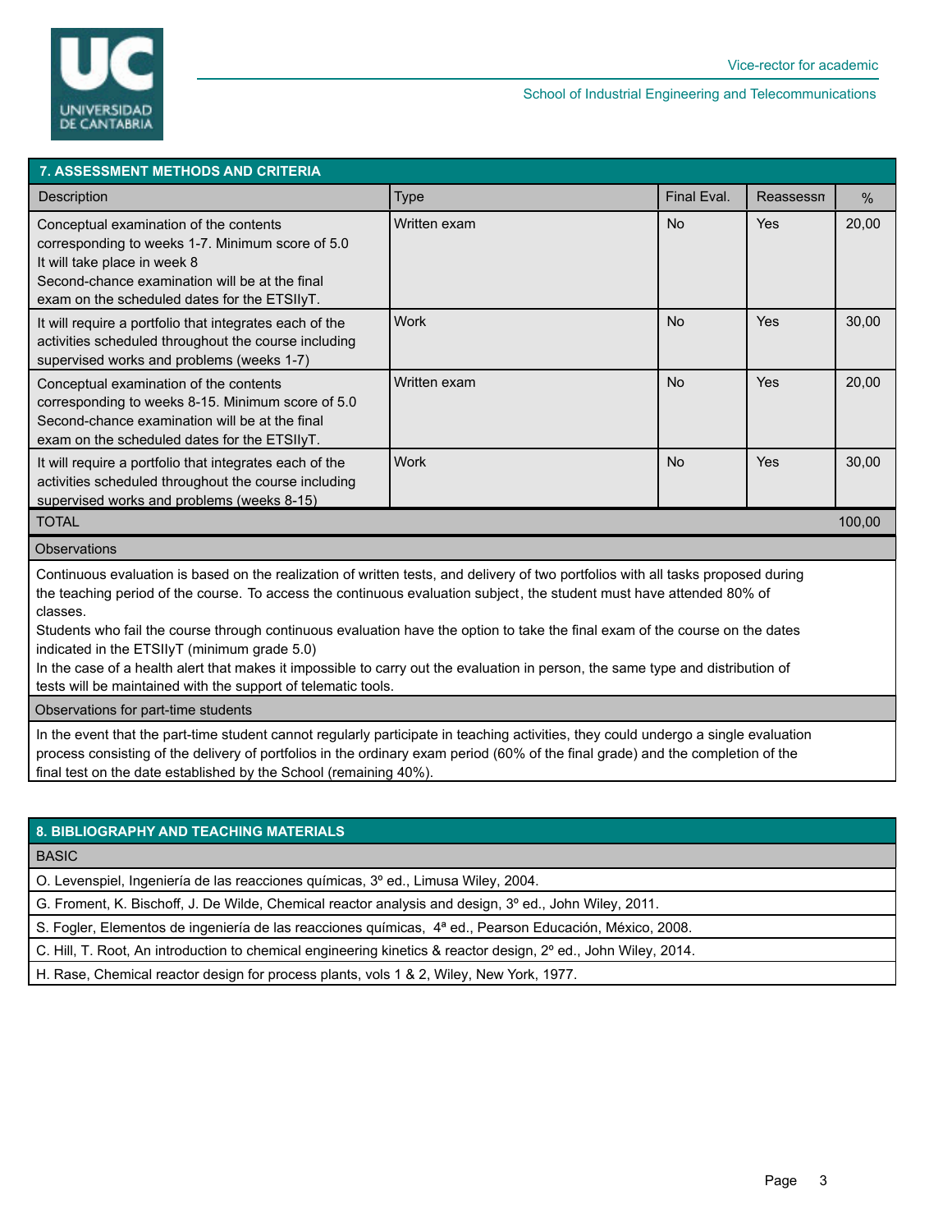## 7. ASSESSMENT METHODS AND CRITERIA

| Description | Type | Final Eval. | Reassessn | % |
|---|---|---|---|---|
| Conceptual examination of the contents corresponding to weeks 1-7. Minimum score of 5.0 It will take place in week 8 Second-chance examination will be at the final exam on the scheduled dates for the ETSIIyT. | Written exam | No | Yes | 20,00 |
| It will require a portfolio that integrates each of the activities scheduled throughout the course including supervised works and problems (weeks 1-7) | Work | No | Yes | 30,00 |
| Conceptual examination of the contents corresponding to weeks 8-15. Minimum score of 5.0 Second-chance examination will be at the final exam on the scheduled dates for the ETSIIyT. | Written exam | No | Yes | 20,00 |
| It will require a portfolio that integrates each of the activities scheduled throughout the course including supervised works and problems (weeks 8-15) | Work | No | Yes | 30,00 |
| TOTAL | | | | 100,00 |

**Observations**

Continuous evaluation is based on the realization of written tests, and delivery of two portfolios with all tasks proposed during the teaching period of the course. To access the continuous evaluation subject, the student must have attended 80% of classes.
Students who fail the course through continuous evaluation have the option to take the final exam of the course on the dates indicated in the ETSIIyT (minimum grade 5.0)
In the case of a health alert that makes it impossible to carry out the evaluation in person, the same type and distribution of tests will be maintained with the support of telematic tools.

**Observations for part-time students**

In the event that the part-time student cannot regularly participate in teaching activities, they could undergo a single evaluation process consisting of the delivery of portfolios in the ordinary exam period (60% of the final grade) and the completion of the final test on the date established by the School (remaining 40%).

## 8. BIBLIOGRAPHY AND TEACHING MATERIALS

**BASIC**

O. Levenspiel, Ingeniería de las reacciones químicas, 3º ed., Limusa Wiley, 2004.

G. Froment, K. Bischoff, J. De Wilde, Chemical reactor analysis and design, 3º ed., John Wiley, 2011.

S. Fogler, Elementos de ingeniería de las reacciones químicas, 4ª ed., Pearson Educación, México, 2008.

C. Hill, T. Root, An introduction to chemical engineering kinetics & reactor design, 2º ed., John Wiley, 2014.

H. Rase, Chemical reactor design for process plants, vols 1 & 2, Wiley, New York, 1977.